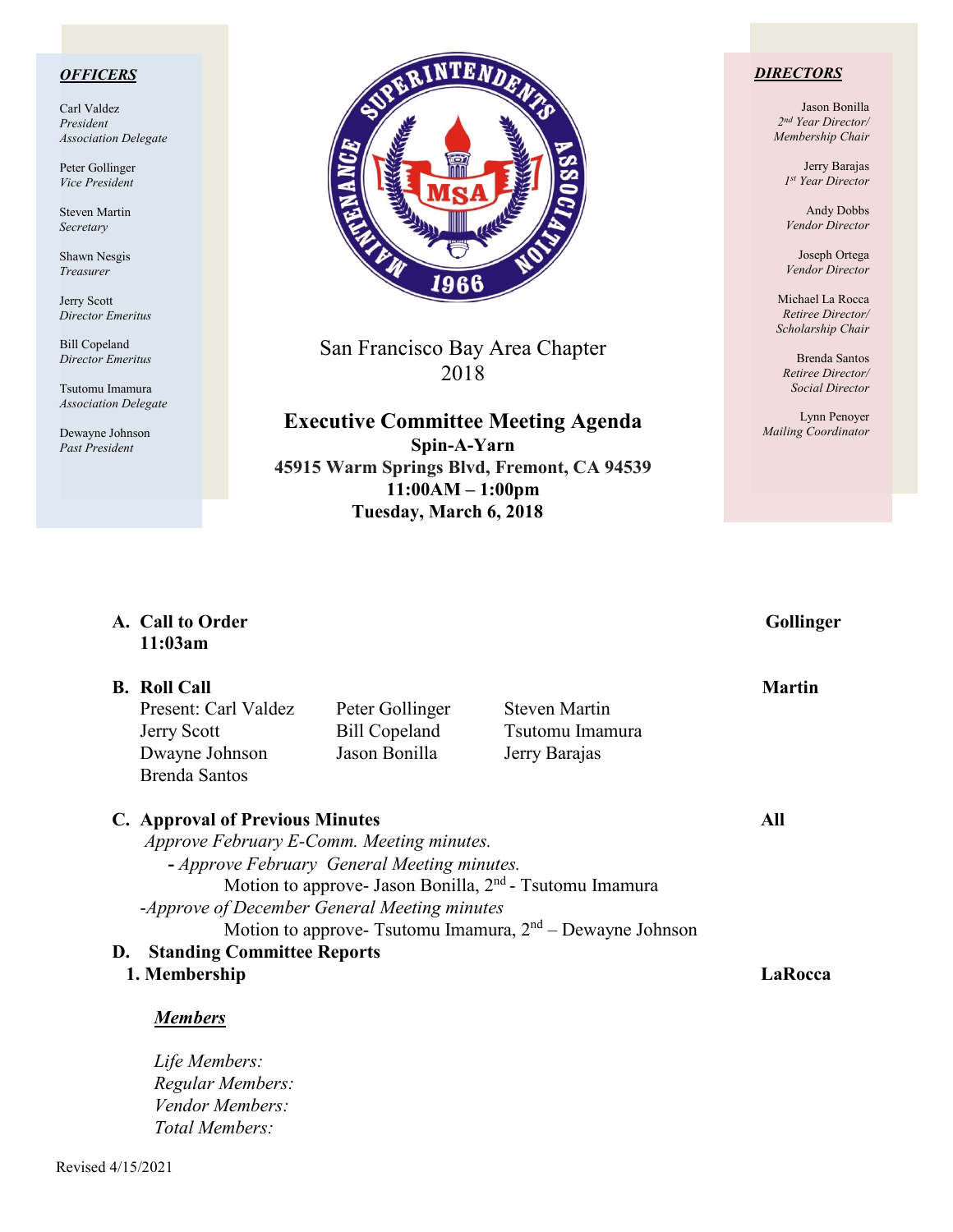**OFFICERS**

Carl Valdez
*President*
*Association Delegate*

Peter Gollinger
*Vice President*

Steven Martin
*Secretary*

Shawn Nesgis
*Treasurer*

Jerry Scott
*Director Emeritus*

Bill Copeland
*Director Emeritus*

Tsutomu Imamura
*Association Delegate*

Dewayne Johnson
*Past President*

San Francisco Bay Area Chapter
2018

**Executive Committee Meeting Agenda**
**Spin-A-Yarn**
**45915 Warm Springs Blvd, Fremont, CA 94539**
**11:00AM – 1:00pm**
**Tuesday, March 6, 2018**

**DIRECTORS**

Jason Bonilla
*2nd Year Director/*
*Membership Chair*

Jerry Barajas
*1st Year Director*

Andy Dobbs
*Vendor Director*

Joseph Ortega
*Vendor Director*

Michael La Rocca
*Retiree Director/*
*Scholarship Chair*

Brenda Santos
*Retiree Director/*
*Social Director*

Lynn Penoyer
*Mailing Coordinator*

**A. Call to Order** — **Gollinger**
**11:03am**

**B. Roll Call** — **Martin**

| Present: Carl Valdez | Peter Gollinger | Steven Martin |
|---|---|---|
| Jerry Scott | Bill Copeland | Tsutomu Imamura |
| Dwayne Johnson | Jason Bonilla | Jerry Barajas |
| Brenda Santos | | |

**C. Approval of Previous Minutes** — **All**

*Approve February E-Comm. Meeting minutes.*

- *Approve February General Meeting minutes.*
  Motion to approve- Jason Bonilla, 2nd - Tsutomu Imamura

-*Approve of December General Meeting minutes*
  Motion to approve- Tsutomu Imamura, 2nd – Dewayne Johnson

**D. Standing Committee Reports**

**1. Membership** — **LaRocca**

***Members***

*Life Members:*
*Regular Members:*
*Vendor Members:*
*Total Members:*

Revised 4/15/2021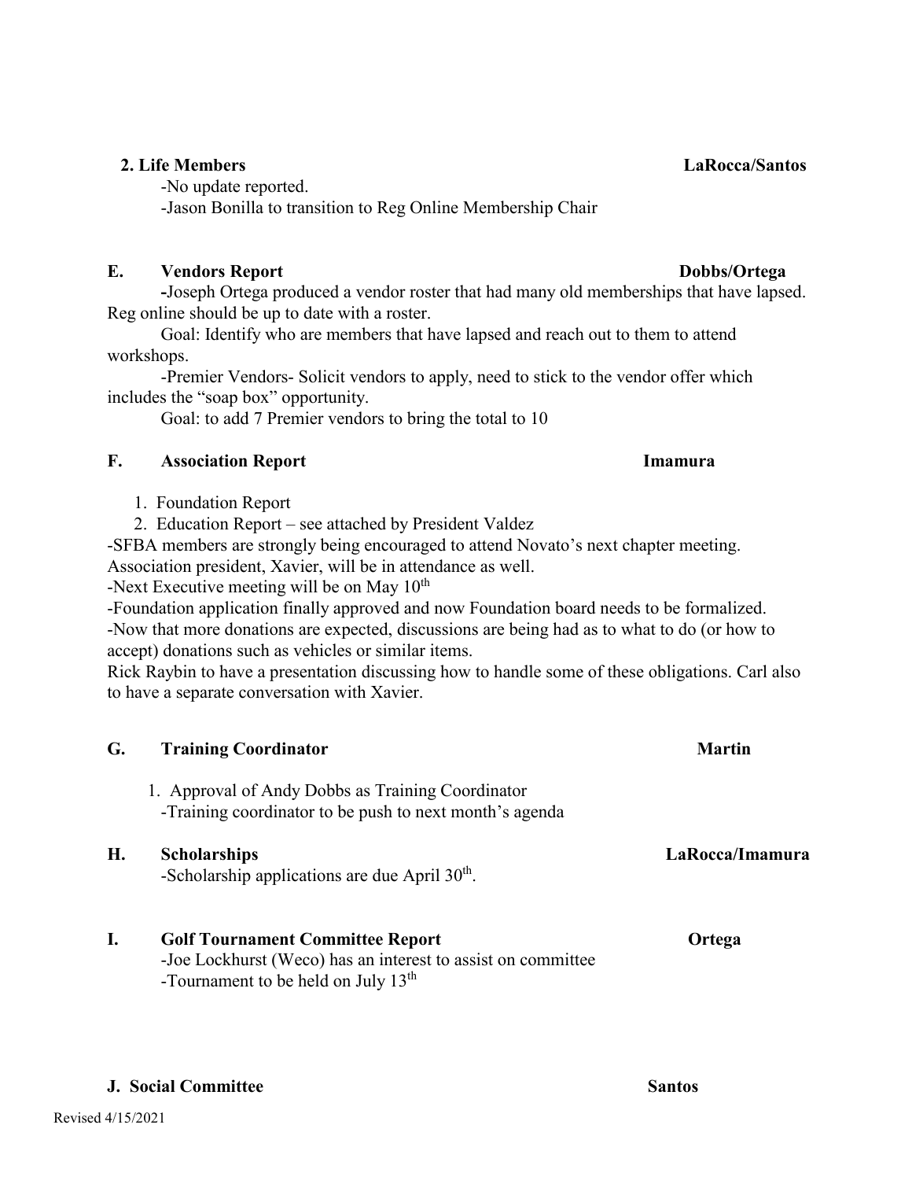**2. Life Members** **LaRocca/Santos**

-No update reported.

-Jason Bonilla to transition to Reg Online Membership Chair

**E. Vendors Report** **Dobbs/Ortega**

-Joseph Ortega produced a vendor roster that had many old memberships that have lapsed. Reg online should be up to date with a roster.

Goal: Identify who are members that have lapsed and reach out to them to attend workshops.

-Premier Vendors- Solicit vendors to apply, need to stick to the vendor offer which includes the "soap box" opportunity.

Goal: to add 7 Premier vendors to bring the total to 10

**F. Association Report** **Imamura**

1. Foundation Report
2. Education Report – see attached by President Valdez

-SFBA members are strongly being encouraged to attend Novato's next chapter meeting. Association president, Xavier, will be in attendance as well.

-Next Executive meeting will be on May 10th

-Foundation application finally approved and now Foundation board needs to be formalized.

-Now that more donations are expected, discussions are being had as to what to do (or how to accept) donations such as vehicles or similar items.

Rick Raybin to have a presentation discussing how to handle some of these obligations. Carl also to have a separate conversation with Xavier.

**G. Training Coordinator** **Martin**

1. Approval of Andy Dobbs as Training Coordinator
   -Training coordinator to be push to next month's agenda

**H. Scholarships** **LaRocca/Imamura**

-Scholarship applications are due April 30th.

**I. Golf Tournament Committee Report** **Ortega**

-Joe Lockhurst (Weco) has an interest to assist on committee

-Tournament to be held on July 13th

**J. Social Committee** **Santos**

Revised 4/15/2021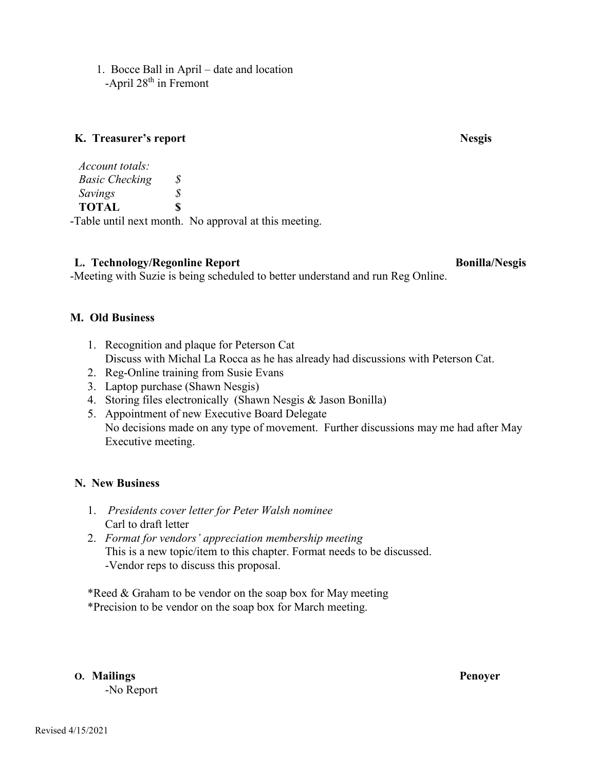1. Bocce Ball in April – date and location
   -April 28th in Fremont

**K. Treasurer's report** **Nesgis**

| *Account totals:* | |
|---|---|
| *Basic Checking* | *$* |
| *Savings* | *$* |
| **TOTAL** | **$** |

-Table until next month. No approval at this meeting.

**L. Technology/Regonline Report** **Bonilla/Nesgis**

-Meeting with Suzie is being scheduled to better understand and run Reg Online.

**M. Old Business**

1. Recognition and plaque for Peterson Cat
   Discuss with Michal La Rocca as he has already had discussions with Peterson Cat.
2. Reg-Online training from Susie Evans
3. Laptop purchase (Shawn Nesgis)
4. Storing files electronically (Shawn Nesgis & Jason Bonilla)
5. Appointment of new Executive Board Delegate
   No decisions made on any type of movement. Further discussions may me had after May Executive meeting.

**N. New Business**

1. *Presidents cover letter for Peter Walsh nominee*
   Carl to draft letter
2. *Format for vendors' appreciation membership meeting*
   This is a new topic/item to this chapter. Format needs to be discussed.
   -Vendor reps to discuss this proposal.

*Reed & Graham to be vendor on the soap box for May meeting
*Precision to be vendor on the soap box for March meeting.

**O. Mailings** **Penoyer**

-No Report

Revised 4/15/2021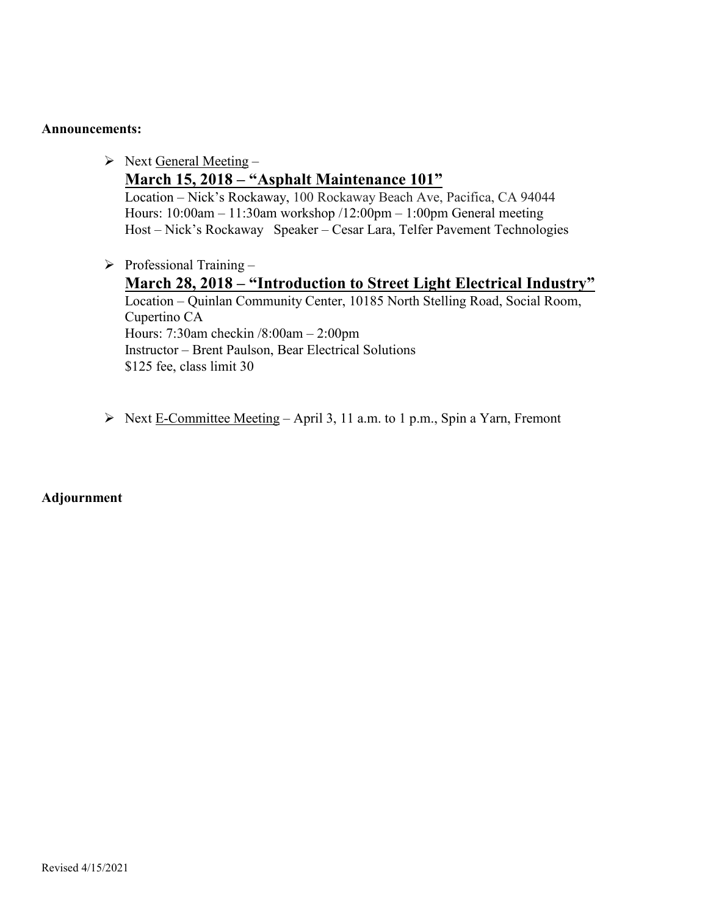**Announcements:**

- Next General Meeting –
  **March 15, 2018 – "Asphalt Maintenance 101"**
  Location – Nick's Rockaway, 100 Rockaway Beach Ave, Pacifica, CA 94044
  Hours: 10:00am – 11:30am workshop /12:00pm – 1:00pm General meeting
  Host – Nick's Rockaway Speaker – Cesar Lara, Telfer Pavement Technologies

- Professional Training –
  **March 28, 2018 – "Introduction to Street Light Electrical Industry"**
  Location – Quinlan Community Center, 10185 North Stelling Road, Social Room, Cupertino CA
  Hours: 7:30am checkin /8:00am – 2:00pm
  Instructor – Brent Paulson, Bear Electrical Solutions
  $125 fee, class limit 30

- Next E-Committee Meeting – April 3, 11 a.m. to 1 p.m., Spin a Yarn, Fremont

**Adjournment**

Revised 4/15/2021